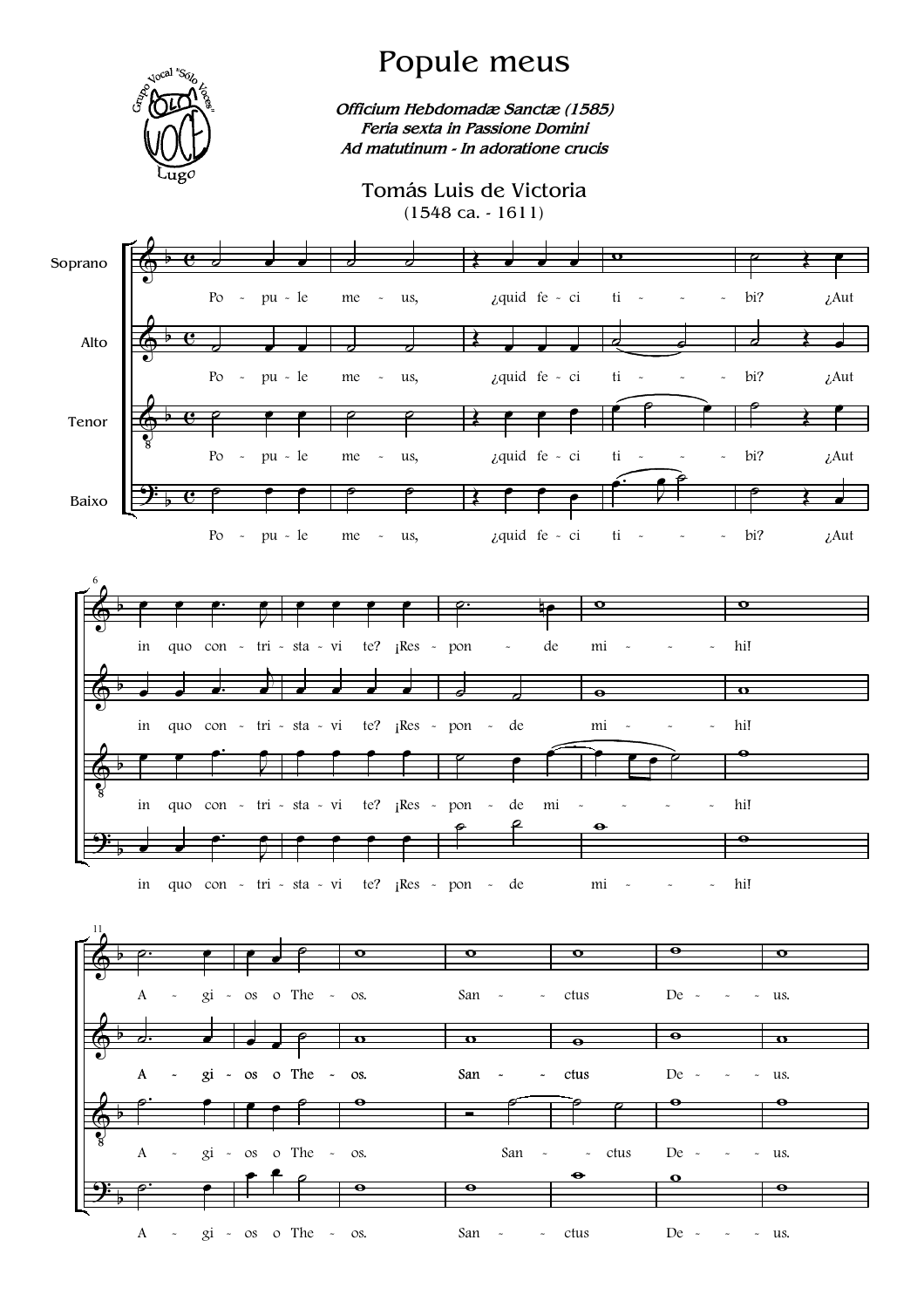# Popule meus

***Officium Hebdomadæ Sanctæ (1585)***
***Feria sexta in Passione Domini***
***Ad matutinum - In adoratione crucis***

Tomás Luis de Victoria
(1548 ca. - 1611)

Soprano, Alto, Tenor, Baixo

Po - pu - le me - us, ¿quid fe - ci ti - - - bi? ¿Aut in quo con - tri - sta - vi te? ¡Res - pon - de mi - - - hi!

A - gi - os o The - os. San - - ctus De - - - us.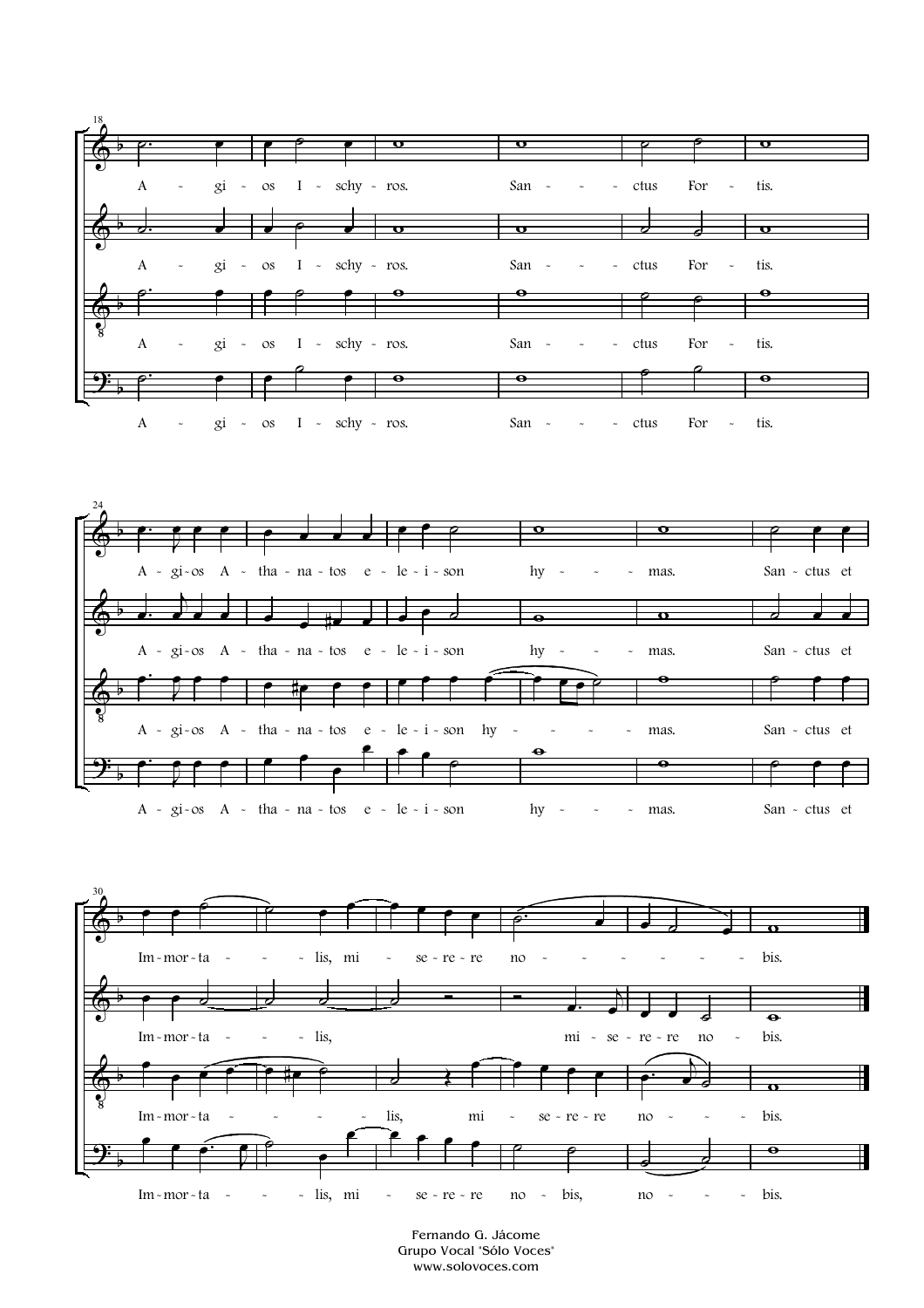18

A - gi - os I - schy - ros. San - - - ctus For - tis.

24

A - gi-os A - tha - na - tos e - le - i - son hy - - - mas. San - ctus et

30

Im - mor - ta - - - lis, mi - se - re - re no - - - - - - - bis.

Fernando G. Jácome
Grupo Vocal "Sólo Voces"
www.solovoces.com